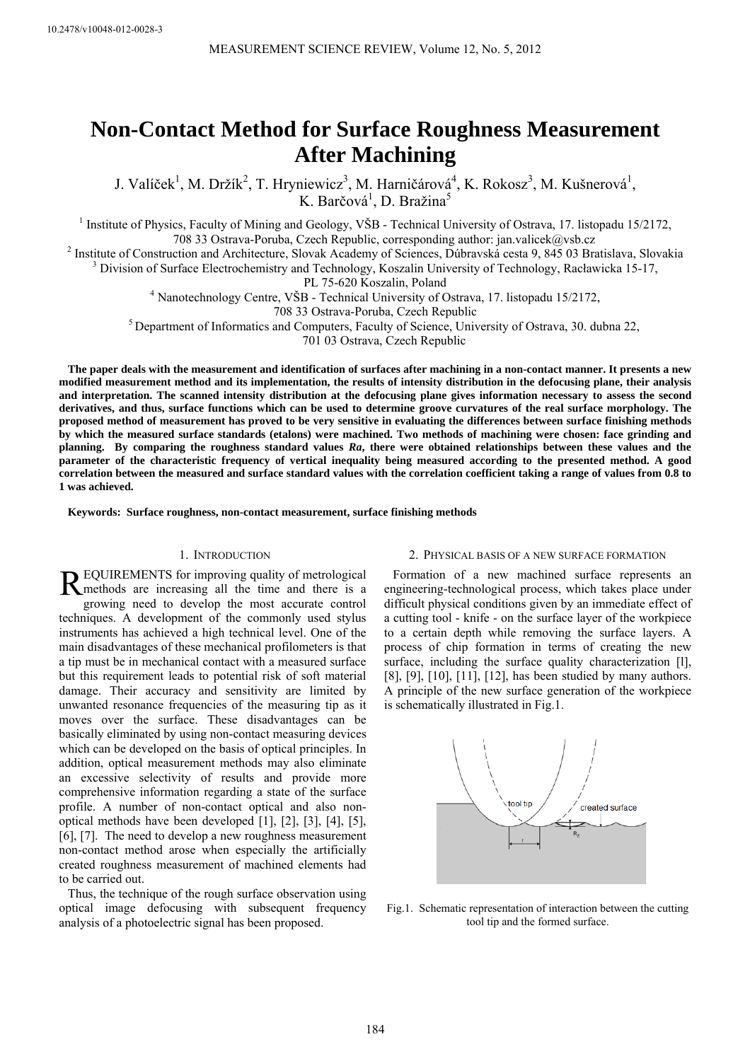10.2478/v10048-012-0028-3

# Non-Contact Method for Surface Roughness Measurement After Machining

J. Valíček[1], M. Držík[2], T. Hryniewicz[3], M. Harničárová[4], K. Rokosz[3], M. Kušnerová[1], K. Barčová[1], D. Bražina[5]

[1] Institute of Physics, Faculty of Mining and Geology, VŠB - Technical University of Ostrava, 17. listopadu 15/2172, 708 33 Ostrava-Poruba, Czech Republic, corresponding author: jan.valicek@vsb.cz

[2] Institute of Construction and Architecture, Slovak Academy of Sciences, Dúbravská cesta 9, 845 03 Bratislava, Slovakia

[3] Division of Surface Electrochemistry and Technology, Koszalin University of Technology, Racławicka 15-17, PL 75-620 Koszalin, Poland

[4] Nanotechnology Centre, VŠB - Technical University of Ostrava, 17. listopadu 15/2172, 708 33 Ostrava-Poruba, Czech Republic

[5] Department of Informatics and Computers, Faculty of Science, University of Ostrava, 30. dubna 22, 701 03 Ostrava, Czech Republic

**The paper deals with the measurement and identification of surfaces after machining in a non-contact manner. It presents a new modified measurement method and its implementation, the results of intensity distribution in the defocusing plane, their analysis and interpretation. The scanned intensity distribution at the defocusing plane gives information necessary to assess the second derivatives, and thus, surface functions which can be used to determine groove curvatures of the real surface morphology. The proposed method of measurement has proved to be very sensitive in evaluating the differences between surface finishing methods by which the measured surface standards (etalons) were machined. Two methods of machining were chosen: face grinding and planning. By comparing the roughness standard values *Ra*, there were obtained relationships between these values and the parameter of the characteristic frequency of vertical inequality being measured according to the presented method. A good correlation between the measured and surface standard values with the correlation coefficient taking a range of values from 0.8 to 1 was achieved.**

**Keywords: Surface roughness, non-contact measurement, surface finishing methods**

## 1. Introduction

Requirements for improving quality of metrological methods are increasing all the time and there is a growing need to develop the most accurate control techniques. A development of the commonly used stylus instruments has achieved a high technical level. One of the main disadvantages of these mechanical profilometers is that a tip must be in mechanical contact with a measured surface but this requirement leads to potential risk of soft material damage. Their accuracy and sensitivity are limited by unwanted resonance frequencies of the measuring tip as it moves over the surface. These disadvantages can be basically eliminated by using non-contact measuring devices which can be developed on the basis of optical principles. In addition, optical measurement methods may also eliminate an excessive selectivity of results and provide more comprehensive information regarding a state of the surface profile. A number of non-contact optical and also non-optical methods have been developed [1], [2], [3], [4], [5], [6], [7]. The need to develop a new roughness measurement non-contact method arose when especially the artificially created roughness measurement of machined elements had to be carried out.

Thus, the technique of the rough surface observation using optical image defocusing with subsequent frequency analysis of a photoelectric signal has been proposed.

## 2. Physical basis of a new surface formation

Formation of a new machined surface represents an engineering-technological process, which takes place under difficult physical conditions given by an immediate effect of a cutting tool - knife - on the surface layer of the workpiece to a certain depth while removing the surface layers. A process of chip formation in terms of creating the new surface, including the surface quality characterization [l], [8], [9], [10], [11], [12], has been studied by many authors. A principle of the new surface generation of the workpiece is schematically illustrated in Fig.1.

tool tip

created surface

$R_z$

f

Fig.1. Schematic representation of interaction between the cutting tool tip and the formed surface.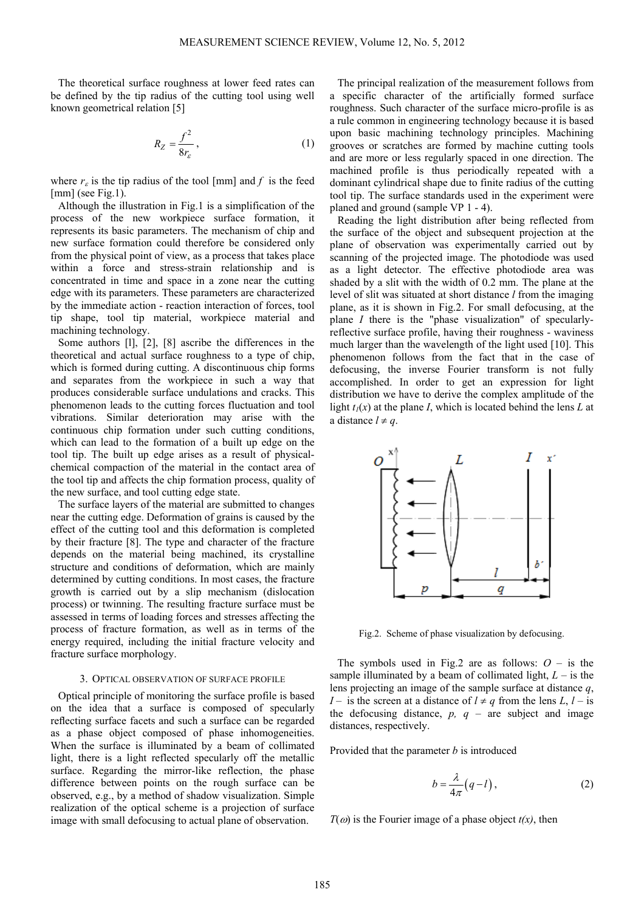The theoretical surface roughness at lower feed rates can be defined by the tip radius of the cutting tool using well known geometrical relation [5]

$$R_Z = \frac{f^2}{8r_\varepsilon}, \tag{1}$$

where $r_\varepsilon$ is the tip radius of the tool [mm] and $f$ is the feed [mm] (see Fig.1).

Although the illustration in Fig.1 is a simplification of the process of the new workpiece surface formation, it represents its basic parameters. The mechanism of chip and new surface formation could therefore be considered only from the physical point of view, as a process that takes place within a force and stress-strain relationship and is concentrated in time and space in a zone near the cutting edge with its parameters. These parameters are characterized by the immediate action - reaction interaction of forces, tool tip shape, tool tip material, workpiece material and machining technology.

Some authors [l], [2], [8] ascribe the differences in the theoretical and actual surface roughness to a type of chip, which is formed during cutting. A discontinuous chip forms and separates from the workpiece in such a way that produces considerable surface undulations and cracks. This phenomenon leads to the cutting forces fluctuation and tool vibrations. Similar deterioration may arise with the continuous chip formation under such cutting conditions, which can lead to the formation of a built up edge on the tool tip. The built up edge arises as a result of physical-chemical compaction of the material in the contact area of the tool tip and affects the chip formation process, quality of the new surface, and tool cutting edge state.

The surface layers of the material are submitted to changes near the cutting edge. Deformation of grains is caused by the effect of the cutting tool and this deformation is completed by their fracture [8]. The type and character of the fracture depends on the material being machined, its crystalline structure and conditions of deformation, which are mainly determined by cutting conditions. In most cases, the fracture growth is carried out by a slip mechanism (dislocation process) or twinning. The resulting fracture surface must be assessed in terms of loading forces and stresses affecting the process of fracture formation, as well as in terms of the energy required, including the initial fracture velocity and fracture surface morphology.

## 3. Optical observation of surface profile

Optical principle of monitoring the surface profile is based on the idea that a surface is composed of specularly reflecting surface facets and such a surface can be regarded as a phase object composed of phase inhomogeneities. When the surface is illuminated by a beam of collimated light, there is a light reflected specularly off the metallic surface. Regarding the mirror-like reflection, the phase difference between points on the rough surface can be observed, e.g., by a method of shadow visualization. Simple realization of the optical scheme is a projection of surface image with small defocusing to actual plane of observation.

The principal realization of the measurement follows from a specific character of the artificially formed surface roughness. Such character of the surface micro-profile is as a rule common in engineering technology because it is based upon basic machining technology principles. Machining grooves or scratches are formed by machine cutting tools and are more or less regularly spaced in one direction. The machined profile is thus periodically repeated with a dominant cylindrical shape due to finite radius of the cutting tool tip. The surface standards used in the experiment were planed and ground (sample VP 1 - 4).

Reading the light distribution after being reflected from the surface of the object and subsequent projection at the plane of observation was experimentally carried out by scanning of the projected image. The photodiode was used as a light detector. The effective photodiode area was shaded by a slit with the width of 0.2 mm. The plane at the level of slit was situated at short distance $l$ from the imaging plane, as it is shown in Fig.2. For small defocusing, at the plane $I$ there is the "phase visualization" of specularly-reflective surface profile, having their roughness - waviness much larger than the wavelength of the light used [10]. This phenomenon follows from the fact that in the case of defocusing, the inverse Fourier transform is not fully accomplished. In order to get an expression for light distribution we have to derive the complex amplitude of the light $t_l(x)$ at the plane $I$, which is located behind the lens $L$ at a distance $l \neq q$.

Fig.2. Scheme of phase visualization by defocusing.

The symbols used in Fig.2 are as follows: $O$ – is the sample illuminated by a beam of collimated light, $L$ – is the lens projecting an image of the sample surface at distance $q$, $I$ – is the screen at a distance of $l \neq q$ from the lens $L$, $l$ – is the defocusing distance, $p$, $q$ – are subject and image distances, respectively.

Provided that the parameter $b$ is introduced

$$b = \frac{\lambda}{4\pi}(q - l), \tag{2}$$

$T(\omega)$ is the Fourier image of a phase object $t(x)$, then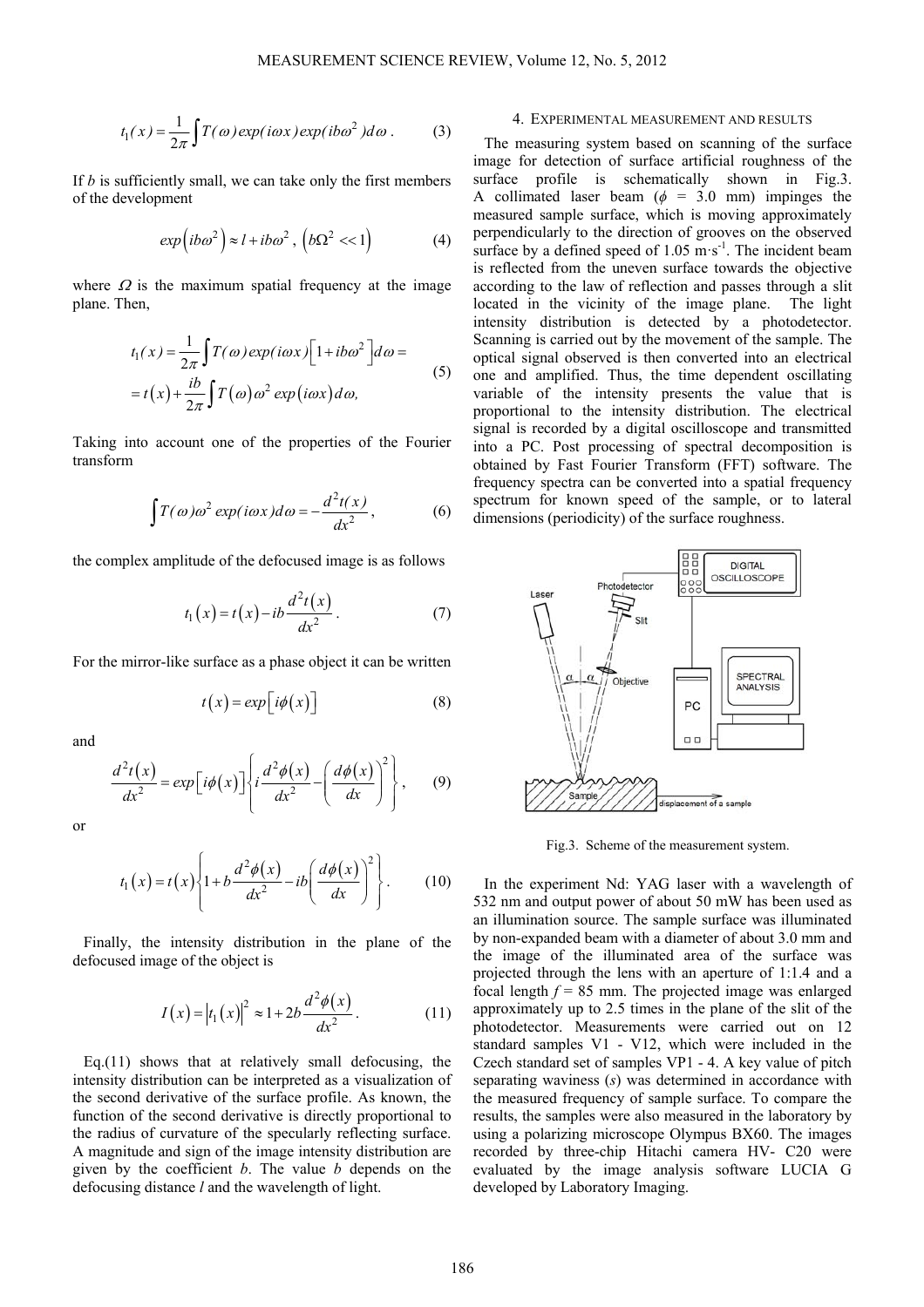$$t_1(x) = \frac{1}{2\pi}\int T(\omega)\exp(i\omega x)\exp(ib\omega^2)d\omega \,. \qquad (3)$$

If $b$ is sufficiently small, we can take only the first members of the development

$$\exp\left(ib\omega^2\right) \approx l + ib\omega^2 \,,\; \left(b\Omega^2 << 1\right) \qquad (4)$$

where $\Omega$ is the maximum spatial frequency at the image plane. Then,

$$\begin{aligned} t_1(x) &= \frac{1}{2\pi}\int T(\omega)\exp(i\omega x)\left[1 + ib\omega^2\right]d\omega = \\ &= t\left(x\right) + \frac{ib}{2\pi}\int T\left(\omega\right)\omega^2 \exp\left(i\omega x\right)d\omega, \end{aligned} \qquad (5)$$

Taking into account one of the properties of the Fourier transform

$$\int T(\omega)\omega^2 \exp(i\omega x)d\omega = -\frac{d^2 t(x)}{dx^2}, \qquad (6)$$

the complex amplitude of the defocused image is as follows

$$t_1\left(x\right) = t\left(x\right) - ib\frac{d^2 t\left(x\right)}{dx^2}. \qquad (7)$$

For the mirror-like surface as a phase object it can be written

$$t\left(x\right) = \exp\left[i\phi\left(x\right)\right] \qquad (8)$$

and

$$\frac{d^2 t\left(x\right)}{dx^2} = \exp\left[i\phi\left(x\right)\right]\left\{i\frac{d^2\phi\left(x\right)}{dx^2} - \left(\frac{d\phi\left(x\right)}{dx}\right)^2\right\}, \qquad (9)$$

or

$$t_1\left(x\right) = t\left(x\right)\left\{1 + b\frac{d^2\phi\left(x\right)}{dx^2} - ib\left(\frac{d\phi\left(x\right)}{dx}\right)^2\right\}. \qquad (10)$$

Finally, the intensity distribution in the plane of the defocused image of the object is

$$I\left(x\right) = \left|t_1\left(x\right)\right|^2 \approx 1 + 2b\frac{d^2\phi\left(x\right)}{dx^2}. \qquad (11)$$

Eq.(11) shows that at relatively small defocusing, the intensity distribution can be interpreted as a visualization of the second derivative of the surface profile. As known, the function of the second derivative is directly proportional to the radius of curvature of the specularly reflecting surface. A magnitude and sign of the image intensity distribution are given by the coefficient $b$. The value $b$ depends on the defocusing distance $l$ and the wavelength of light.

## 4. Experimental measurement and results

The measuring system based on scanning of the surface image for detection of surface artificial roughness of the surface profile is schematically shown in Fig.3. A collimated laser beam ($\phi$ = 3.0 mm) impinges the measured sample surface, which is moving approximately perpendicularly to the direction of grooves on the observed surface by a defined speed of 1.05 $m \cdot s^{-1}$. The incident beam is reflected from the uneven surface towards the objective according to the law of reflection and passes through a slit located in the vicinity of the image plane. The light intensity distribution is detected by a photodetector. Scanning is carried out by the movement of the sample. The optical signal observed is then converted into an electrical one and amplified. Thus, the time dependent oscillating variable of the intensity presents the value that is proportional to the intensity distribution. The electrical signal is recorded by a digital oscilloscope and transmitted into a PC. Post processing of spectral decomposition is obtained by Fast Fourier Transform (FFT) software. The frequency spectra can be converted into a spatial frequency spectrum for known speed of the sample, or to lateral dimensions (periodicity) of the surface roughness.

Fig.3. Scheme of the measurement system.

In the experiment Nd: YAG laser with a wavelength of 532 nm and output power of about 50 mW has been used as an illumination source. The sample surface was illuminated by non-expanded beam with a diameter of about 3.0 mm and the image of the illuminated area of the surface was projected through the lens with an aperture of 1:1.4 and a focal length $f$ = 85 mm. The projected image was enlarged approximately up to 2.5 times in the plane of the slit of the photodetector. Measurements were carried out on 12 standard samples V1 - V12, which were included in the Czech standard set of samples VP1 - 4. A key value of pitch separating waviness ($s$) was determined in accordance with the measured frequency of sample surface. To compare the results, the samples were also measured in the laboratory by using a polarizing microscope Olympus BX60. The images recorded by three-chip Hitachi camera HV- C20 were evaluated by the image analysis software LUCIA G developed by Laboratory Imaging.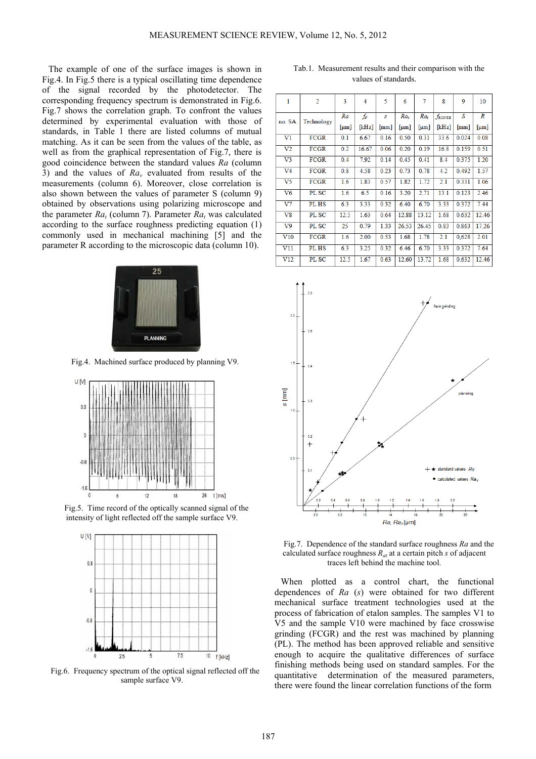The example of one of the surface images is shown in Fig.4. In Fig.5 there is a typical oscillating time dependence of the signal recorded by the photodetector. The corresponding frequency spectrum is demonstrated in Fig.6. Fig.7 shows the correlation graph. To confront the values determined by experimental evaluation with those of standards, in Table 1 there are listed columns of mutual matching. As it can be seen from the values of the table, as well as from the graphical representation of Fig.7, there is good coincidence between the standard values $Ra$ (column 3) and the values of $Ra_v$ evaluated from results of the measurements (column 6). Moreover, close correlation is also shown between the values of parameter S (column 9) obtained by observations using polarizing microscope and the parameter $Ra_t$ (column 7). Parameter $Ra_t$ was calculated according to the surface roughness predicting equation (1) commonly used in mechanical machining [5] and the parameter R according to the microscopic data (column 10).

Fig.4. Machined surface produced by planning V9.

Fig.5. Time record of the optically scanned signal of the intensity of light reflected off the sample surface V9.

Fig.6. Frequency spectrum of the optical signal reflected off the sample surface V9.

Tab.1. Measurement results and their comparison with the values of standards.

| 1 | 2 | 3 | 4 | 5 | 6 | 7 | 8 | 9 | 10 |
|---|---|---|---|---|---|---|---|---|---|
| no. SA | Technology | $Ra$ [μm] | $f_F$ [kHz] | $s$ [mm] | $Ra_v$ [μm] | $Ra_t$ [μm] | $f_{KONTR}$ [kHz] | $S$ [mm] | $R$ [μm] |
| V1 | FCGR | 0.1 | 6.67 | 0.16 | 0.50 | 0.31 | 33.6 | 0.024 | 0.08 |
| V2 | FCGR | 0.2 | 16.67 | 0.06 | 0.20 | 0.19 | 16.8 | 0.159 | 0.51 |
| V3 | FCGR | 0.4 | 7.92 | 0.14 | 0.45 | 0.41 | 8.4 | 0.375 | 1.20 |
| V4 | FCGR | 0.8 | 4.58 | 0.23 | 0.73 | 0.78 | 4.2 | 0.492 | 1.57 |
| V5 | FCGR | 1.6 | 1.83 | 0.57 | 1.82 | 1.72 | 2.1 | 0.331 | 1.06 |
| V6 | PL SC | 1.6 | 6.5 | 0.16 | 3.20 | 2.71 | 13.1 | 0.123 | 2.46 |
| V7 | PL HS | 6.3 | 3.33 | 0.32 | 6.40 | 6.70 | 3.33 | 0.372 | 7.44 |
| V8 | PL SC | 12.5 | 1.63 | 0.64 | 12.88 | 13.12 | 1.68 | 0.632 | 12.46 |
| V9 | PL SC | 25 | 0.79 | 1.33 | 26.53 | 26.45 | 0.83 | 0.863 | 17.26 |
| V10 | FCGR | 1.6 | 2.00 | 0.53 | 1.68 | 1.78 | 2.1 | 0,628 | 2.01 |
| V11 | PL HS | 6.3 | 3.25 | 0.32 | 6.46 | 6.70 | 3.33 | 0.372 | 7.64 |
| V12 | PL SC | 12.5 | 1.67 | 0.63 | 12.60 | 13.72 | 1.68 | 0.632 | 12.46 |

Fig.7. Dependence of the standard surface roughness $Ra$ and the calculated surface roughness $R_{at}$ at a certain pitch $s$ of adjacent traces left behind the machine tool.

When plotted as a control chart, the functional dependences of $Ra$ ($s$) were obtained for two different mechanical surface treatment technologies used at the process of fabrication of etalon samples. The samples V1 to V5 and the sample V10 were machined by face crosswise grinding (FCGR) and the rest was machined by planning (PL). The method has been approved reliable and sensitive enough to acquire the qualitative differences of surface finishing methods being used on standard samples. For the quantitative determination of the measured parameters, there were found the linear correlation functions of the form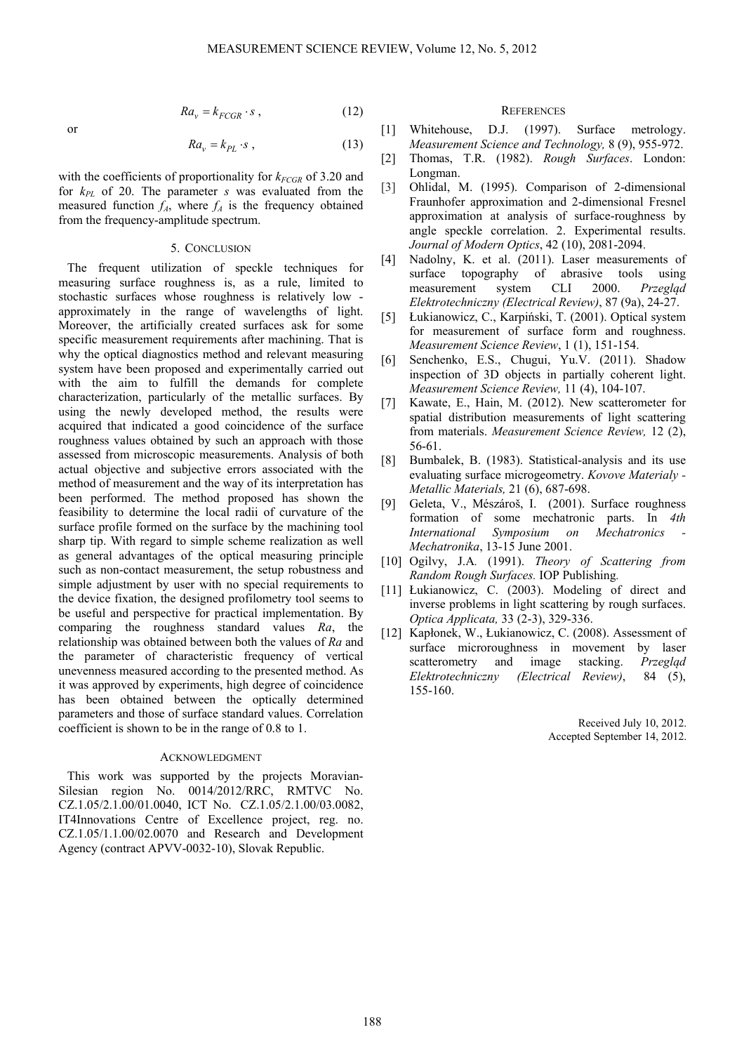$$Ra_v = k_{FCGR} \cdot s \,, \tag{12}$$

or

$$Ra_v = k_{PL} \cdot s \,, \tag{13}$$

with the coefficients of proportionality for $k_{FCGR}$ of 3.20 and for $k_{PL}$ of 20. The parameter $s$ was evaluated from the measured function $f_A$, where $f_A$ is the frequency obtained from the frequency-amplitude spectrum.

## 5. Conclusion

The frequent utilization of speckle techniques for measuring surface roughness is, as a rule, limited to stochastic surfaces whose roughness is relatively low - approximately in the range of wavelengths of light. Moreover, the artificially created surfaces ask for some specific measurement requirements after machining. That is why the optical diagnostics method and relevant measuring system have been proposed and experimentally carried out with the aim to fulfill the demands for complete characterization, particularly of the metallic surfaces. By using the newly developed method, the results were acquired that indicated a good coincidence of the surface roughness values obtained by such an approach with those assessed from microscopic measurements. Analysis of both actual objective and subjective errors associated with the method of measurement and the way of its interpretation has been performed. The method proposed has shown the feasibility to determine the local radii of curvature of the surface profile formed on the surface by the machining tool sharp tip. With regard to simple scheme realization as well as general advantages of the optical measuring principle such as non-contact measurement, the setup robustness and simple adjustment by user with no special requirements to the device fixation, the designed profilometry tool seems to be useful and perspective for practical implementation. By comparing the roughness standard values *Ra*, the relationship was obtained between both the values of *Ra* and the parameter of characteristic frequency of vertical unevenness measured according to the presented method. As it was approved by experiments, high degree of coincidence has been obtained between the optically determined parameters and those of surface standard values. Correlation coefficient is shown to be in the range of 0.8 to 1.

## Acknowledgment

This work was supported by the projects Moravian-Silesian region No. 0014/2012/RRC, RMTVC No. CZ.1.05/2.1.00/01.0040, ICT No. CZ.1.05/2.1.00/03.0082, IT4Innovations Centre of Excellence project, reg. no. CZ.1.05/1.1.00/02.0070 and Research and Development Agency (contract APVV-0032-10), Slovak Republic.

## References

[1] Whitehouse, D.J. (1997). Surface metrology. *Measurement Science and Technology,* 8 (9), 955-972.

[2] Thomas, T.R. (1982). *Rough Surfaces*. London: Longman.

[3] Ohlidal, M. (1995). Comparison of 2-dimensional Fraunhofer approximation and 2-dimensional Fresnel approximation at analysis of surface-roughness by angle speckle correlation. 2. Experimental results. *Journal of Modern Optics*, 42 (10), 2081-2094.

[4] Nadolny, K. et al. (2011). Laser measurements of surface topography of abrasive tools using measurement system CLI 2000. *Przegląd Elektrotechniczny (Electrical Review)*, 87 (9a), 24-27.

[5] Łukianowicz, C., Karpiński, T. (2001). Optical system for measurement of surface form and roughness. *Measurement Science Review*, 1 (1), 151-154.

[6] Senchenko, E.S., Chugui, Yu.V. (2011). Shadow inspection of 3D objects in partially coherent light. *Measurement Science Review,* 11 (4), 104-107.

[7] Kawate, E., Hain, M. (2012). New scatterometer for spatial distribution measurements of light scattering from materials. *Measurement Science Review,* 12 (2), 56-61.

[8] Bumbalek, B. (1983). Statistical-analysis and its use evaluating surface microgeometry. *Kovove Materialy - Metallic Materials,* 21 (6), 687-698.

[9] Geleta, V., Mészároš, I. (2001). Surface roughness formation of some mechatronic parts. In *4th International Symposium on Mechatronics - Mechatronika*, 13-15 June 2001.

[10] Ogilvy, J.A. (1991). *Theory of Scattering from Random Rough Surfaces.* IOP Publishing.

[11] Łukianowicz, C. (2003). Modeling of direct and inverse problems in light scattering by rough surfaces. *Optica Applicata,* 33 (2-3), 329-336.

[12] Kapłonek, W., Łukianowicz, C. (2008). Assessment of surface microroughness in movement by laser scatterometry and image stacking. *Przegląd Elektrotechniczny (Electrical Review)*, 84 (5), 155-160.

Received July 10, 2012.
Accepted September 14, 2012.